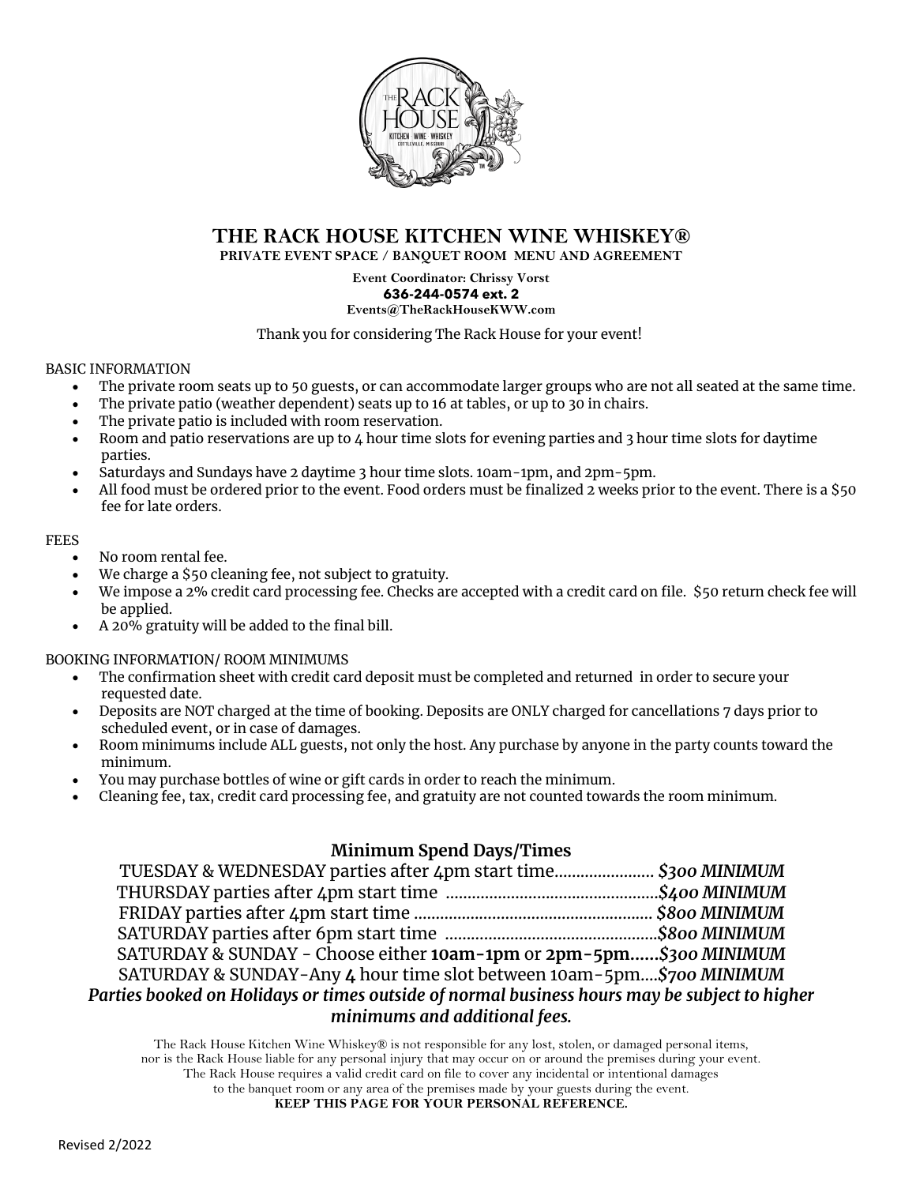# THE RACK HOUSE KITCHEN WINE WHISKEY®

**PRIVATE EVENT SPACE / BANQUET ROOM MENU AND AGREEMENT**

**Event Coordinator: Chrissy Vorst**
**636-244-0574 ext. 2**
**Events@TheRackHouseKWW.com**

Thank you for considering The Rack House for your event!

BASIC INFORMATION

- The private room seats up to 50 guests, or can accommodate larger groups who are not all seated at the same time.
- The private patio (weather dependent) seats up to 16 at tables, or up to 30 in chairs.
- The private patio is included with room reservation.
- Room and patio reservations are up to 4 hour time slots for evening parties and 3 hour time slots for daytime parties.
- Saturdays and Sundays have 2 daytime 3 hour time slots. 10am-1pm, and 2pm-5pm.
- All food must be ordered prior to the event. Food orders must be finalized 2 weeks prior to the event. There is a $50 fee for late orders.

FEES

- No room rental fee.
- We charge a $50 cleaning fee, not subject to gratuity.
- We impose a 2% credit card processing fee. Checks are accepted with a credit card on file. $50 return check fee will be applied.
- A 20% gratuity will be added to the final bill.

BOOKING INFORMATION/ ROOM MINIMUMS

- The confirmation sheet with credit card deposit must be completed and returned in order to secure your requested date.
- Deposits are NOT charged at the time of booking. Deposits are ONLY charged for cancellations 7 days prior to scheduled event, or in case of damages.
- Room minimums include ALL guests, not only the host. Any purchase by anyone in the party counts toward the minimum.
- You may purchase bottles of wine or gift cards in order to reach the minimum.
- Cleaning fee, tax, credit card processing fee, and gratuity are not counted towards the room minimum.

## Minimum Spend Days/Times

TUESDAY & WEDNESDAY parties after 4pm start time………………… ***$300 MINIMUM***
THURSDAY parties after 4pm start time ………………………………………***$400 MINIMUM***
FRIDAY parties after 4pm start time ………………………………………… ***$800 MINIMUM***
SATURDAY parties after 6pm start time ………………………………………***$800 MINIMUM***
SATURDAY & SUNDAY - Choose either **10am-1pm** or **2pm-5pm**……***$300 MINIMUM***
SATURDAY & SUNDAY-Any **4** hour time slot between 10am-5pm….***$700 MINIMUM***

***Parties booked on Holidays or times outside of normal business hours may be subject to higher minimums and additional fees.***

The Rack House Kitchen Wine Whiskey® is not responsible for any lost, stolen, or damaged personal items, nor is the Rack House liable for any personal injury that may occur on or around the premises during your event. The Rack House requires a valid credit card on file to cover any incidental or intentional damages to the banquet room or any area of the premises made by your guests during the event.

**KEEP THIS PAGE FOR YOUR PERSONAL REFERENCE.**

Revised 2/2022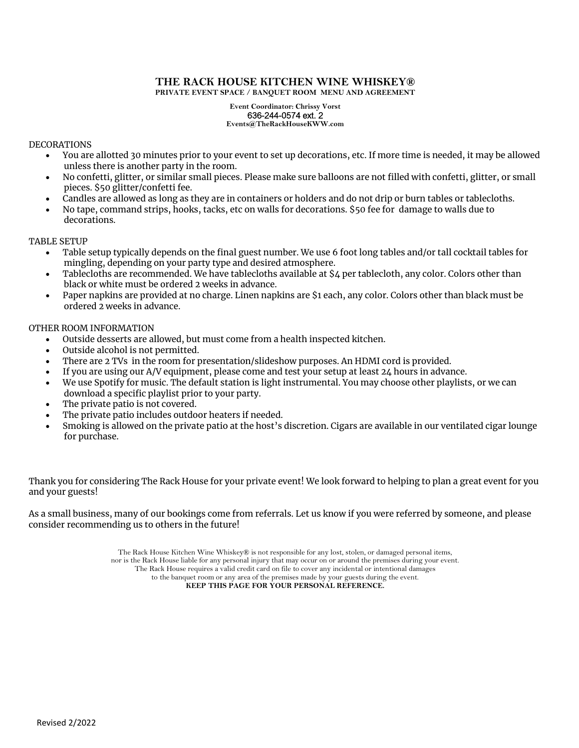# THE RACK HOUSE KITCHEN WINE WHISKEY®

**PRIVATE EVENT SPACE / BANQUET ROOM MENU AND AGREEMENT**

**Event Coordinator: Chrissy Vorst**
636-244-0574 ext. 2
**Events@TheRackHouseKWW.com**

## DECORATIONS

- You are allotted 30 minutes prior to your event to set up decorations, etc. If more time is needed, it may be allowed unless there is another party in the room.
- No confetti, glitter, or similar small pieces. Please make sure balloons are not filled with confetti, glitter, or small pieces. $50 glitter/confetti fee.
- Candles are allowed as long as they are in containers or holders and do not drip or burn tables or tablecloths.
- No tape, command strips, hooks, tacks, etc on walls for decorations. $50 fee for damage to walls due to decorations.

## TABLE SETUP

- Table setup typically depends on the final guest number. We use 6 foot long tables and/or tall cocktail tables for mingling, depending on your party type and desired atmosphere.
- Tablecloths are recommended. We have tablecloths available at $4 per tablecloth, any color. Colors other than black or white must be ordered 2 weeks in advance.
- Paper napkins are provided at no charge. Linen napkins are $1 each, any color. Colors other than black must be ordered 2 weeks in advance.

## OTHER ROOM INFORMATION

- Outside desserts are allowed, but must come from a health inspected kitchen.
- Outside alcohol is not permitted.
- There are 2 TVs in the room for presentation/slideshow purposes. An HDMI cord is provided.
- If you are using our A/V equipment, please come and test your setup at least 24 hours in advance.
- We use Spotify for music. The default station is light instrumental. You may choose other playlists, or we can download a specific playlist prior to your party.
- The private patio is not covered.
- The private patio includes outdoor heaters if needed.
- Smoking is allowed on the private patio at the host's discretion. Cigars are available in our ventilated cigar lounge for purchase.

Thank you for considering The Rack House for your private event! We look forward to helping to plan a great event for you and your guests!

As a small business, many of our bookings come from referrals. Let us know if you were referred by someone, and please consider recommending us to others in the future!

The Rack House Kitchen Wine Whiskey® is not responsible for any lost, stolen, or damaged personal items, nor is the Rack House liable for any personal injury that may occur on or around the premises during your event. The Rack House requires a valid credit card on file to cover any incidental or intentional damages to the banquet room or any area of the premises made by your guests during the event.

**KEEP THIS PAGE FOR YOUR PERSONAL REFERENCE.**

Revised 2/2022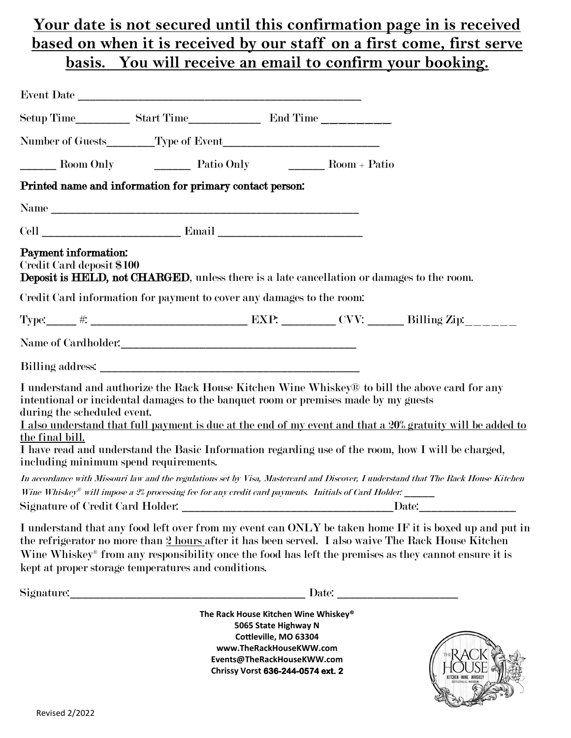**<u>Your date is not secured until this confirmation page in is received based on when it is received by our staff on a first come, first serve basis. You will receive an email to confirm your booking.</u>**

Event Date ______________________________________________

Setup Time_________ Start Time____________ End Time ___________

Number of Guests________Type of Event__________________________

______ Room Only ______ Patio Only ______ Room + Patio

**Printed name and information for primary contact person:**

Name __________________________________________________

Cell _________________________ Email _________________________

**Payment information:**

Credit Card deposit $100

**Deposit is HELD, not CHARGED**, unless there is a late cancellation or damages to the room.

Credit Card information for payment to cover any damages to the room:

Type:_____ #: __________________________ EXP: _________ CVV: ______ Billing Zip:_______

Name of Cardholder:_________________________________________

Billing address: ____________________________________________

I understand and authorize the Rack House Kitchen Wine Whiskey® to bill the above card for any intentional or incidental damages to the banquet room or premises made by my guests during the scheduled event.

<u>I also understand that full payment is due at the end of my event and that a 20% gratuity will be added to the final bill.</u>

I have read and understand the Basic Information regarding use of the room, how I will be charged, including minimum spend requirements.

*In accordance with Missouri law and the regulations set by Visa, Mastercard and Discover, I understand that The Rack House Kitchen Wine Whiskey® will impose a 2% processing fee for any credit card payments. Initials of Card Holder: _____*

Signature of Credit Card Holder: ____________________________________Date:________________

I understand that any food left over from my event can ONLY be taken home IF it is boxed up and put in the refrigerator no more than <u>2 hours</u> after it has been served. I also waive The Rack House Kitchen Wine Whiskey® from any responsibility once the food has left the premises as they cannot ensure it is kept at proper storage temperatures and conditions.

Signature:_________________________________________ Date: ____________________

**The Rack House Kitchen Wine Whiskey®**
**5065 State Highway N**
**Cottleville, MO 63304**
**www.TheRackHouseKWW.com**
**Events@TheRackHouseKWW.com**
**Chrissy Vorst 636-244-0574 ext. 2**

Revised 2/2022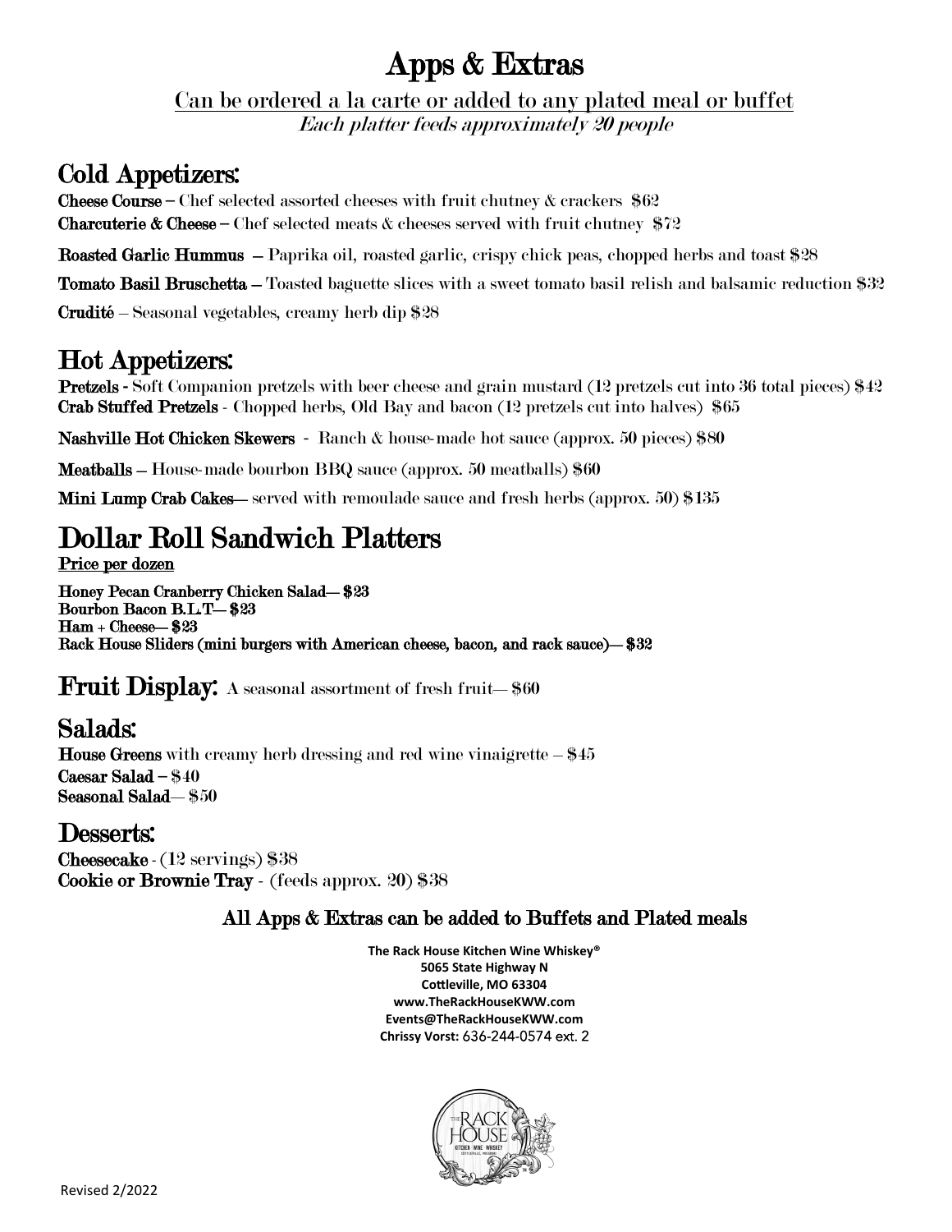# Apps & Extras

Can be ordered a la carte or added to any plated meal or buffet

*Each platter feeds approximately 20 people*

## Cold Appetizers:

**Cheese Course** – Chef selected assorted cheeses with fruit chutney & crackers $62

**Charcuterie & Cheese** – Chef selected meats & cheeses served with fruit chutney $72

**Roasted Garlic Hummus** – Paprika oil, roasted garlic, crispy chick peas, chopped herbs and toast $28

**Tomato Basil Bruschetta** – Toasted baguette slices with a sweet tomato basil relish and balsamic reduction $32

**Crudité** – Seasonal vegetables, creamy herb dip $28

## Hot Appetizers:

**Pretzels** - Soft Companion pretzels with beer cheese and grain mustard (12 pretzels cut into 36 total pieces) $42

**Crab Stuffed Pretzels** - Chopped herbs, Old Bay and bacon (12 pretzels cut into halves) $65

**Nashville Hot Chicken Skewers** - Ranch & house-made hot sauce (approx. 50 pieces) $80

**Meatballs** – House-made bourbon BBQ sauce (approx. 50 meatballs) $60

**Mini Lump Crab Cakes**— served with remoulade sauce and fresh herbs (approx. 50) $135

## Dollar Roll Sandwich Platters

Price per dozen

**Honey Pecan Cranberry Chicken Salad— $23**
**Bourbon Bacon B.L.T— $23**
**Ham + Cheese— $23**
**Rack House Sliders (mini burgers with American cheese, bacon, and rack sauce)— $32**

## Fruit Display:
A seasonal assortment of fresh fruit— $60

## Salads:

**House Greens** with creamy herb dressing and red wine vinaigrette – $45
**Caesar Salad** – $40
**Seasonal Salad**— $50

## Desserts:

**Cheesecake** - (12 servings) $38
**Cookie or Brownie Tray** - (feeds approx. 20) $38

**All Apps & Extras can be added to Buffets and Plated meals**

**The Rack House Kitchen Wine Whiskey®**
**5065 State Highway N**
**Cottleville, MO 63304**
**www.TheRackHouseKWW.com**
**Events@TheRackHouseKWW.com**
**Chrissy Vorst:** 636-244-0574 ext. 2

Revised 2/2022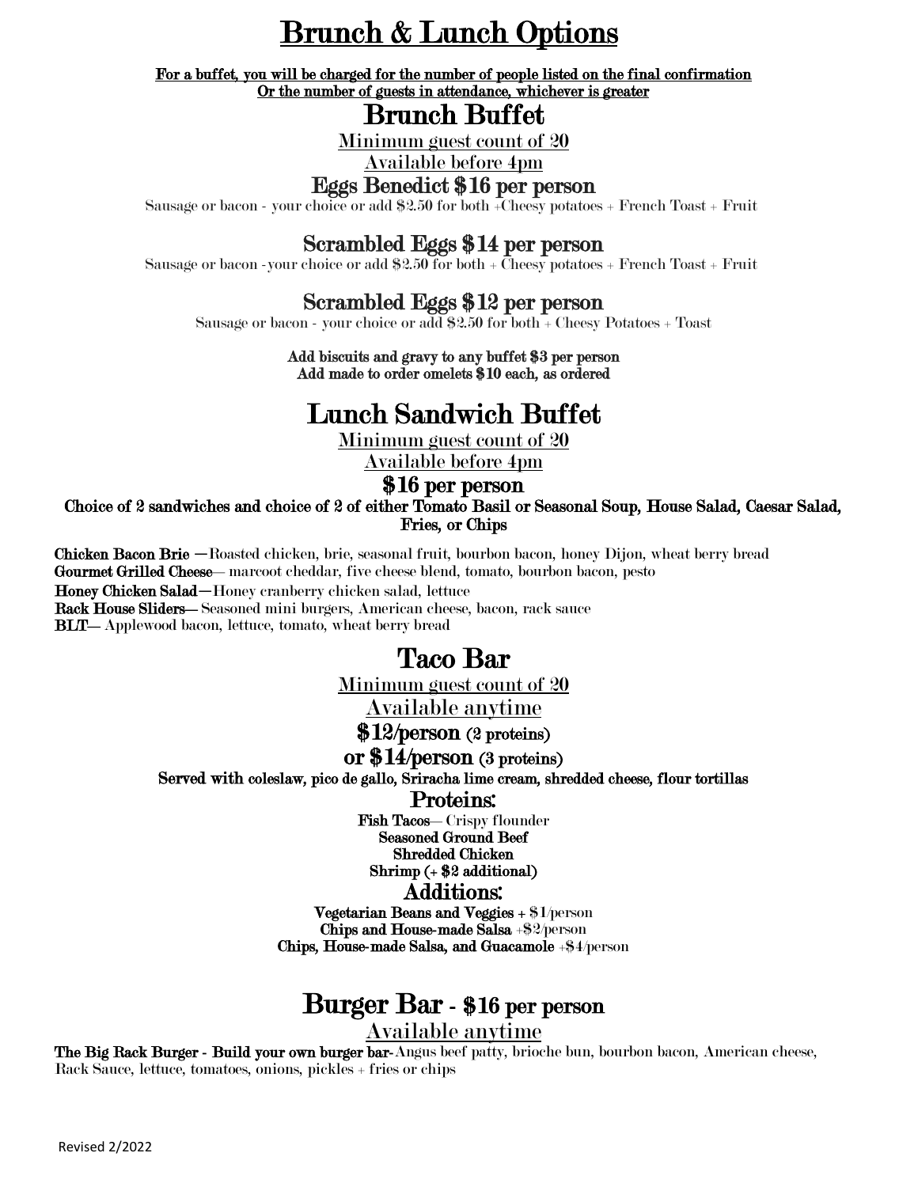# Brunch & Lunch Options

**For a buffet, you will be charged for the number of people listed on the final confirmation**
**Or the number of guests in attendance, whichever is greater**

## Brunch Buffet

Minimum guest count of 20

Available before 4pm

### Eggs Benedict $16 per person

Sausage or bacon - your choice or add $2.50 for both +Cheesy potatoes + French Toast + Fruit

### Scrambled Eggs $14 per person

Sausage or bacon -your choice or add $2.50 for both + Cheesy potatoes + French Toast + Fruit

### Scrambled Eggs $12 per person

Sausage or bacon - your choice or add $2.50 for both + Cheesy Potatoes + Toast

**Add biscuits and gravy to any buffet $3 per person**
**Add made to order omelets $10 each, as ordered**

## Lunch Sandwich Buffet

Minimum guest count of 20

Available before 4pm

### $16 per person

**Choice of 2 sandwiches and choice of 2 of either Tomato Basil or Seasonal Soup, House Salad, Caesar Salad, Fries, or Chips**

**Chicken Bacon Brie** —Roasted chicken, brie, seasonal fruit, bourbon bacon, honey Dijon, wheat berry bread
**Gourmet Grilled Cheese**— marcoot cheddar, five cheese blend, tomato, bourbon bacon, pesto
**Honey Chicken Salad**—Honey cranberry chicken salad, lettuce
**Rack House Sliders**— Seasoned mini burgers, American cheese, bacon, rack sauce
**BLT**— Applewood bacon, lettuce, tomato, wheat berry bread

## Taco Bar

Minimum guest count of 20

Available anytime

### $12/person (2 proteins)

### or $14/person (3 proteins)

**Served with** coleslaw, pico de gallo, Sriracha lime cream, shredded cheese, flour tortillas

### Proteins:

**Fish Tacos**— Crispy flounder
**Seasoned Ground Beef**
**Shredded Chicken**
**Shrimp (+ $2 additional)**

### Additions:

**Vegetarian Beans and Veggies** + $1/person
**Chips and House-made Salsa** +$2/person
**Chips, House-made Salsa, and Guacamole** +$4/person

## Burger Bar - $16 per person

Available anytime

**The Big Rack Burger - Build your own burger bar**-Angus beef patty, brioche bun, bourbon bacon, American cheese, Rack Sauce, lettuce, tomatoes, onions, pickles + fries or chips

Revised 2/2022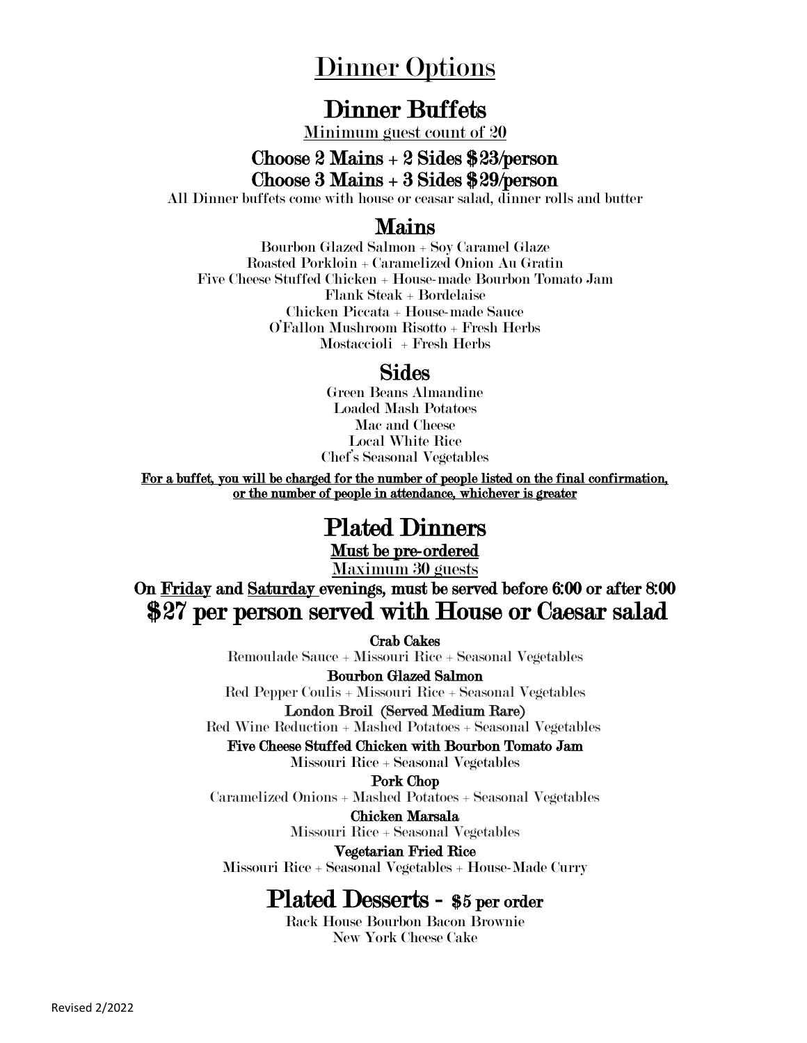# Dinner Options

## Dinner Buffets

Minimum guest count of 20

### Choose 2 Mains + 2 Sides $23/person
### Choose 3 Mains + 3 Sides $29/person

All Dinner buffets come with house or ceasar salad, dinner rolls and butter

### Mains

Bourbon Glazed Salmon + Soy Caramel Glaze
Roasted Porkloin + Caramelized Onion Au Gratin
Five Cheese Stuffed Chicken + House-made Bourbon Tomato Jam
Flank Steak + Bordelaise
Chicken Piccata + House-made Sauce
O'Fallon Mushroom Risotto + Fresh Herbs
Mostaccioli + Fresh Herbs

### Sides

Green Beans Almandine
Loaded Mash Potatoes
Mac and Cheese
Local White Rice
Chef's Seasonal Vegetables

**For a buffet, you will be charged for the number of people listed on the final confirmation, or the number of people in attendance, whichever is greater**

## Plated Dinners

**Must be pre-ordered**

Maximum 30 guests

**On Friday and Saturday evenings, must be served before 6:00 or after 8:00**

### $27 per person served with House or Caesar salad

**Crab Cakes**
Remoulade Sauce + Missouri Rice + Seasonal Vegetables

**Bourbon Glazed Salmon**
Red Pepper Coulis + Missouri Rice + Seasonal Vegetables

**London Broil (Served Medium Rare)**
Red Wine Reduction + Mashed Potatoes + Seasonal Vegetables

**Five Cheese Stuffed Chicken with Bourbon Tomato Jam**
Missouri Rice + Seasonal Vegetables

**Pork Chop**
Caramelized Onions + Mashed Potatoes + Seasonal Vegetables

**Chicken Marsala**
Missouri Rice + Seasonal Vegetables

**Vegetarian Fried Rice**
Missouri Rice + Seasonal Vegetables + House-Made Curry

## Plated Desserts - $5 per order

Rack House Bourbon Bacon Brownie
New York Cheese Cake

Revised 2/2022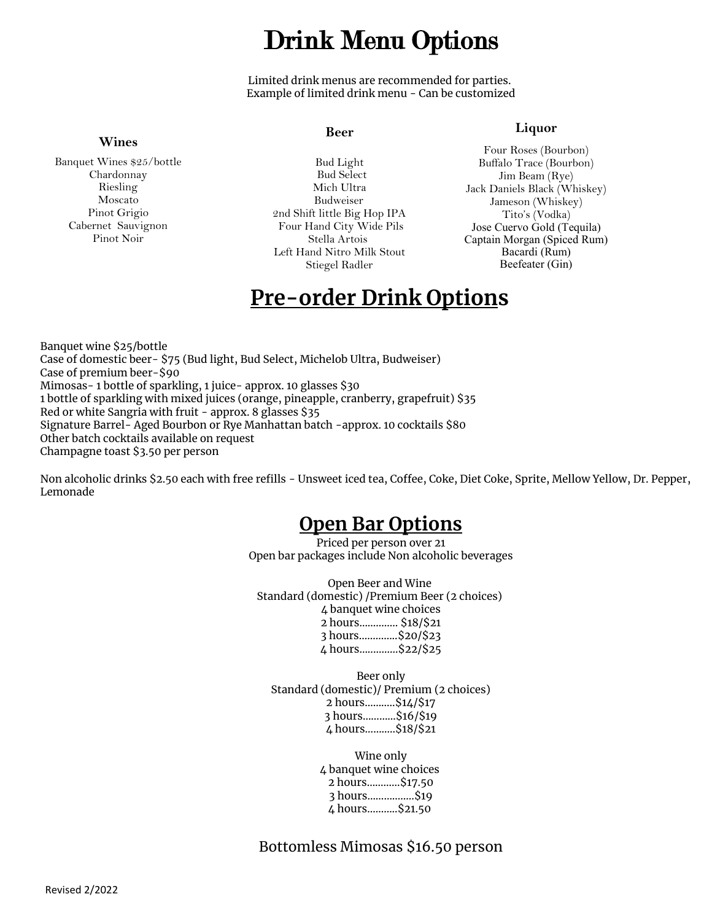# Drink Menu Options

Limited drink menus are recommended for parties.
Example of limited drink menu - Can be customized

### Wines

Banquet Wines $25/bottle
Chardonnay
Riesling
Moscato
Pinot Grigio
Cabernet Sauvignon
Pinot Noir

### Beer

Bud Light
Bud Select
Mich Ultra
Budweiser
2nd Shift little Big Hop IPA
Four Hand City Wide Pils
Stella Artois
Left Hand Nitro Milk Stout
Stiegel Radler

### Liquor

Four Roses (Bourbon)
Buffalo Trace (Bourbon)
Jim Beam (Rye)
Jack Daniels Black (Whiskey)
Jameson (Whiskey)
Tito's (Vodka)
Jose Cuervo Gold (Tequila)
Captain Morgan (Spiced Rum)
Bacardi (Rum)
Beefeater (Gin)

## Pre-order Drink Options

Banquet wine $25/bottle
Case of domestic beer- $75 (Bud light, Bud Select, Michelob Ultra, Budweiser)
Case of premium beer-$90
Mimosas- 1 bottle of sparkling, 1 juice- approx. 10 glasses $30
1 bottle of sparkling with mixed juices (orange, pineapple, cranberry, grapefruit) $35
Red or white Sangria with fruit - approx. 8 glasses $35
Signature Barrel- Aged Bourbon or Rye Manhattan batch -approx. 10 cocktails $80
Other batch cocktails available on request
Champagne toast $3.50 per person

Non alcoholic drinks $2.50 each with free refills - Unsweet iced tea, Coffee, Coke, Diet Coke, Sprite, Mellow Yellow, Dr. Pepper, Lemonade

## Open Bar Options

Priced per person over 21
Open bar packages include Non alcoholic beverages

Open Beer and Wine
Standard (domestic) /Premium Beer (2 choices)
4 banquet wine choices
2 hours.............. $18/$21
3 hours..............$20/$23
4 hours..............$22/$25

Beer only
Standard (domestic)/ Premium (2 choices)
2 hours...........$14/$17
3 hours............$16/$19
4 hours...........$18/$21

Wine only
4 banquet wine choices
2 hours............$17.50
3 hours.................$19
4 hours...........$21.50

Bottomless Mimosas $16.50 person

Revised 2/2022